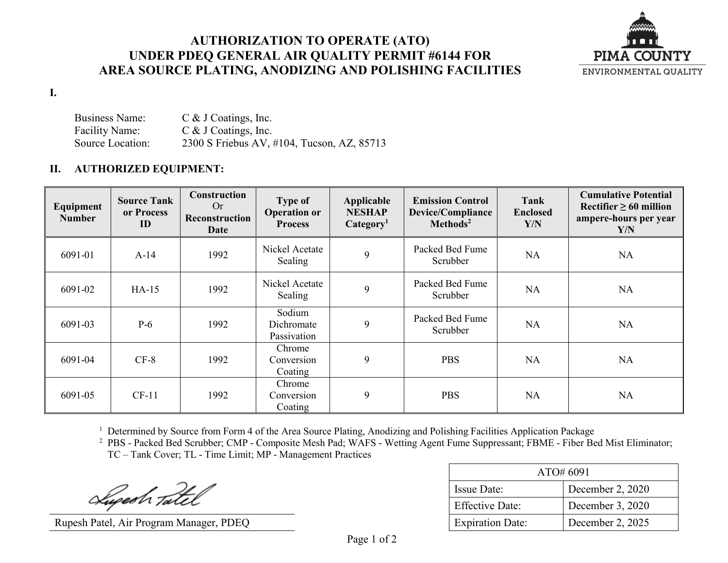# AUTHORIZATION TO OPERATE (ATO) UNDER PDEQ GENERAL AIR QUALITY PERMIT #6144 FOR AREA SOURCE PLATING, ANODIZING AND POLISHING FACILITIES

PIMA COUNTY
ENVIRONMENTAL QUALITY

**I.**

Business Name: C & J Coatings, Inc.
Facility Name: C & J Coatings, Inc.
Source Location: 2300 S Friebus AV, #104, Tucson, AZ, 85713

**II. AUTHORIZED EQUIPMENT:**

| Equipment Number | Source Tank or Process ID | Construction Or Reconstruction Date | Type of Operation or Process | Applicable NESHAP Category[1] | Emission Control Device/Compliance Methods[2] | Tank Enclosed Y/N | Cumulative Potential Rectifier ≥ 60 million ampere-hours per year Y/N |
|---|---|---|---|---|---|---|---|
| 6091-01 | A-14 | 1992 | Nickel Acetate Sealing | 9 | Packed Bed Fume Scrubber | NA | NA |
| 6091-02 | HA-15 | 1992 | Nickel Acetate Sealing | 9 | Packed Bed Fume Scrubber | NA | NA |
| 6091-03 | P-6 | 1992 | Sodium Dichromate Passivation | 9 | Packed Bed Fume Scrubber | NA | NA |
| 6091-04 | CF-8 | 1992 | Chrome Conversion Coating | 9 | PBS | NA | NA |
| 6091-05 | CF-11 | 1992 | Chrome Conversion Coating | 9 | PBS | NA | NA |

[1] Determined by Source from Form 4 of the Area Source Plating, Anodizing and Polishing Facilities Application Package
[2] PBS - Packed Bed Scrubber; CMP - Composite Mesh Pad; WAFS - Wetting Agent Fume Suppressant; FBME - Fiber Bed Mist Eliminator; TC – Tank Cover; TL - Time Limit; MP - Management Practices

Rupesh Patel, Air Program Manager, PDEQ

| ATO# 6091 | |
|---|---|
| Issue Date: | December 2, 2020 |
| Effective Date: | December 3, 2020 |
| Expiration Date: | December 2, 2025 |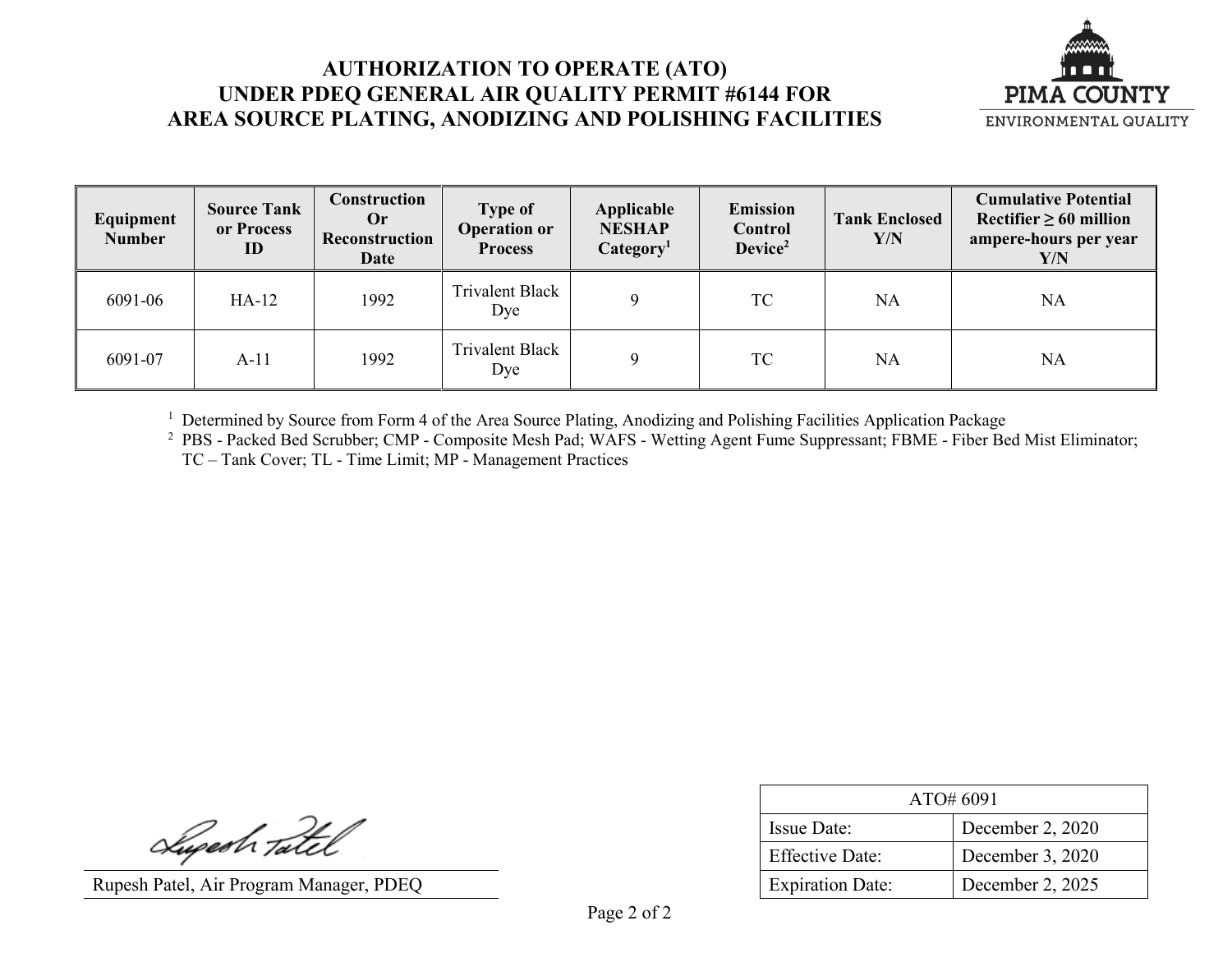# AUTHORIZATION TO OPERATE (ATO) UNDER PDEQ GENERAL AIR QUALITY PERMIT #6144 FOR AREA SOURCE PLATING, ANODIZING AND POLISHING FACILITIES

PIMA COUNTY
ENVIRONMENTAL QUALITY

| Equipment Number | Source Tank or Process ID | Construction Or Reconstruction Date | Type of Operation or Process | Applicable NESHAP Category[1] | Emission Control Device[2] | Tank Enclosed Y/N | Cumulative Potential Rectifier ≥ 60 million ampere-hours per year Y/N |
|---|---|---|---|---|---|---|---|
| 6091-06 | HA-12 | 1992 | Trivalent Black Dye | 9 | TC | NA | NA |
| 6091-07 | A-11 | 1992 | Trivalent Black Dye | 9 | TC | NA | NA |

[1] Determined by Source from Form 4 of the Area Source Plating, Anodizing and Polishing Facilities Application Package

[2] PBS - Packed Bed Scrubber; CMP - Composite Mesh Pad; WAFS - Wetting Agent Fume Suppressant; FBME - Fiber Bed Mist Eliminator; TC – Tank Cover; TL - Time Limit; MP - Management Practices

Rupesh Patel, Air Program Manager, PDEQ

| ATO# 6091 | |
|---|---|
| Issue Date: | December 2, 2020 |
| Effective Date: | December 3, 2020 |
| Expiration Date: | December 2, 2025 |